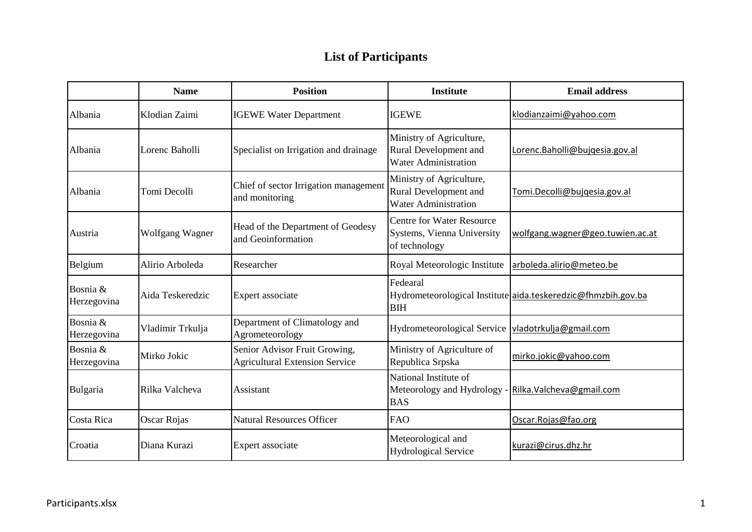# List of Participants

| | Name | Position | Institute | Email address |
|---|---|---|---|---|
| Albania | Klodian Zaimi | IGEWE Water Department | IGEWE | klodianzaimi@yahoo.com |
| Albania | Lorenc Baholli | Specialist on Irrigation and drainage | Ministry of Agriculture, Rural Development and Water Administration | Lorenc.Baholli@bujqesia.gov.al |
| Albania | Tomi Decolli | Chief of sector Irrigation management and monitoring | Ministry of Agriculture, Rural Development and Water Administration | Tomi.Decolli@bujqesia.gov.al |
| Austria | Wolfgang Wagner | Head of the Department of Geodesy and Geoinformation | Centre for Water Resource Systems, Vienna University of technology | wolfgang.wagner@geo.tuwien.ac.at |
| Belgium | Alirio Arboleda | Researcher | Royal Meteorologic Institute | arboleda.alirio@meteo.be |
| Bosnia & Herzegovina | Aida Teskeredzic | Expert associate | Fedearal Hydrometeorological Institute BIH | aida.teskeredzic@fhmzbih.gov.ba |
| Bosnia & Herzegovina | Vladimir Trkulja | Department of Climatology and Agrometeorology | Hydrometeorological Service | vladotrkulja@gmail.com |
| Bosnia & Herzegovina | Mirko Jokic | Senior Advisor Fruit Growing, Agricultural Extension Service | Ministry of Agriculture of Republica Srpska | mirko.jokic@yahoo.com |
| Bulgaria | Rilka Valcheva | Assistant | National Institute of Meteorology and Hydrology - BAS | Rilka.Valcheva@gmail.com |
| Costa Rica | Oscar Rojas | Natural Resources Officer | FAO | Oscar.Rojas@fao.org |
| Croatia | Diana Kurazi | Expert associate | Meteorological and Hydrological Service | kurazi@cirus.dhz.hr |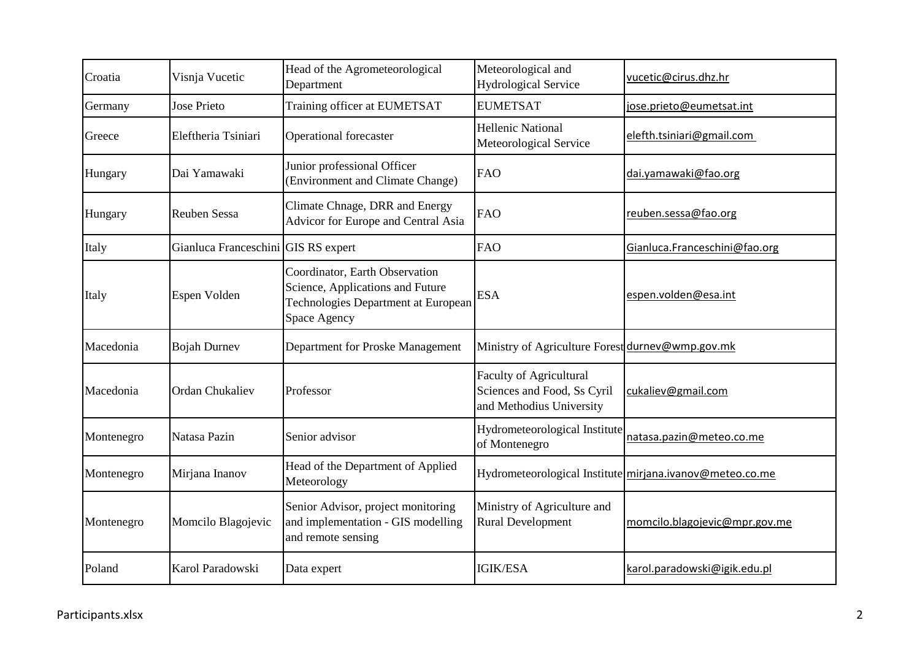| Croatia | Visnja Vucetic | Head of the Agrometeorological Department | Meteorological and Hydrological Service | vucetic@cirus.dhz.hr |
|---|---|---|---|---|
| Germany | Jose Prieto | Training officer at EUMETSAT | EUMETSAT | jose.prieto@eumetsat.int |
| Greece | Eleftheria Tsiniari | Operational forecaster | Hellenic National Meteorological Service | elefth.tsiniari@gmail.com |
| Hungary | Dai Yamawaki | Junior professional Officer (Environment and Climate Change) | FAO | dai.yamawaki@fao.org |
| Hungary | Reuben Sessa | Climate Chnage, DRR and Energy Advicor for Europe and Central Asia | FAO | reuben.sessa@fao.org |
| Italy | Gianluca Franceschini | GIS RS expert | FAO | Gianluca.Franceschini@fao.org |
| Italy | Espen Volden | Coordinator, Earth Observation Science, Applications and Future Technologies Department at European Space Agency | ESA | espen.volden@esa.int |
| Macedonia | Bojah Durnev | Department for Proske Management | Ministry of Agriculture Forest | durnev@wmp.gov.mk |
| Macedonia | Ordan Chukaliev | Professor | Faculty of Agricultural Sciences and Food, Ss Cyril and Methodius University | cukaliev@gmail.com |
| Montenegro | Natasa Pazin | Senior advisor | Hydrometeorological Institute of Montenegro | natasa.pazin@meteo.co.me |
| Montenegro | Mirjana Inanov | Head of the Department of Applied Meteorology | Hydrometeorological Institute | mirjana.ivanov@meteo.co.me |
| Montenegro | Momcilo Blagojevic | Senior Advisor, project monitoring and implementation - GIS modelling and remote sensing | Ministry of Agriculture and Rural Development | momcilo.blagojevic@mpr.gov.me |
| Poland | Karol Paradowski | Data expert | IGIK/ESA | karol.paradowski@igik.edu.pl |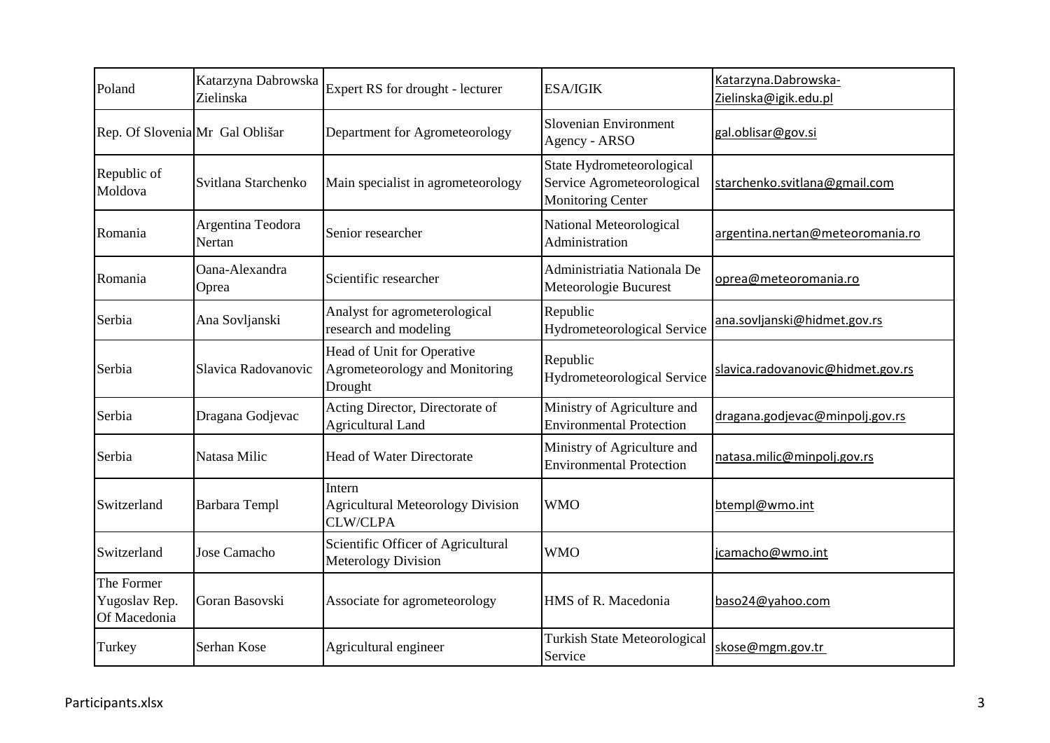| Poland | Katarzyna Dabrowska Zielinska | Expert RS for drought - lecturer | ESA/IGIK | Katarzyna.Dabrowska-Zielinska@igik.edu.pl |
|---|---|---|---|---|
| Rep. Of Slovenia | Mr Gal Oblišar | Department for Agrometeorology | Slovenian Environment Agency - ARSO | gal.oblisar@gov.si |
| Republic of Moldova | Svitlana Starchenko | Main specialist in agrometeorology | State Hydrometeorological Service Agrometeorological Monitoring Center | starchenko.svitlana@gmail.com |
| Romania | Argentina Teodora Nertan | Senior researcher | National Meteorological Administration | argentina.nertan@meteoromania.ro |
| Romania | Oana-Alexandra Oprea | Scientific researcher | Administriatia Nationala De Meteorologie Bucurest | oprea@meteoromania.ro |
| Serbia | Ana Sovljanski | Analyst for agrometerological research and modeling | Republic Hydrometeorological Service | ana.sovljanski@hidmet.gov.rs |
| Serbia | Slavica Radovanovic | Head of Unit for Operative Agrometeorology and Monitoring Drought | Republic Hydrometeorological Service | slavica.radovanovic@hidmet.gov.rs |
| Serbia | Dragana Godjevac | Acting Director, Directorate of Agricultural Land | Ministry of Agriculture and Environmental Protection | dragana.godjevac@minpolj.gov.rs |
| Serbia | Natasa Milic | Head of Water Directorate | Ministry of Agriculture and Environmental Protection | natasa.milic@minpolj.gov.rs |
| Switzerland | Barbara Templ | Intern Agricultural Meteorology Division CLW/CLPA | WMO | btempl@wmo.int |
| Switzerland | Jose Camacho | Scientific Officer of Agricultural Meterology Division | WMO | jcamacho@wmo.int |
| The Former Yugoslav Rep. Of Macedonia | Goran Basovski | Associate for agrometeorology | HMS of R. Macedonia | baso24@yahoo.com |
| Turkey | Serhan Kose | Agricultural engineer | Turkish State Meteorological Service | skose@mgm.gov.tr |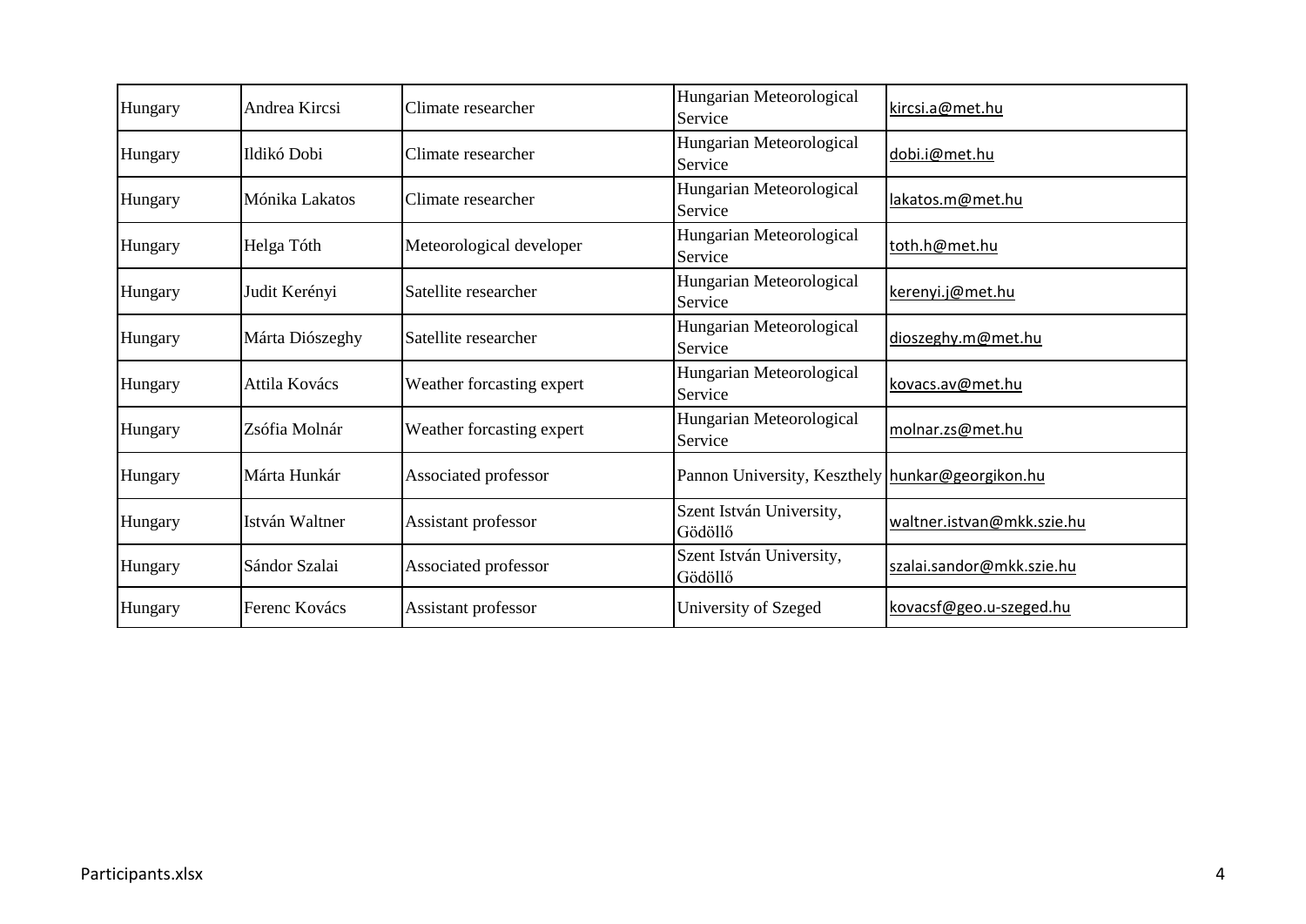| | | | | |
|---|---|---|---|---|
| Hungary | Andrea Kircsi | Climate researcher | Hungarian Meteorological Service | kircsi.a@met.hu |
| Hungary | Ildikó Dobi | Climate researcher | Hungarian Meteorological Service | dobi.i@met.hu |
| Hungary | Mónika Lakatos | Climate researcher | Hungarian Meteorological Service | lakatos.m@met.hu |
| Hungary | Helga Tóth | Meteorological developer | Hungarian Meteorological Service | toth.h@met.hu |
| Hungary | Judit Kerényi | Satellite researcher | Hungarian Meteorological Service | kerenyi.j@met.hu |
| Hungary | Márta Diószeghy | Satellite researcher | Hungarian Meteorological Service | dioszeghy.m@met.hu |
| Hungary | Attila Kovács | Weather forcasting expert | Hungarian Meteorological Service | kovacs.av@met.hu |
| Hungary | Zsófia Molnár | Weather forcasting expert | Hungarian Meteorological Service | molnar.zs@met.hu |
| Hungary | Márta Hunkár | Associated professor | Pannon University, Keszthely | hunkar@georgikon.hu |
| Hungary | István Waltner | Assistant professor | Szent István University, Gödöllő | waltner.istvan@mkk.szie.hu |
| Hungary | Sándor Szalai | Associated professor | Szent István University, Gödöllő | szalai.sandor@mkk.szie.hu |
| Hungary | Ferenc Kovács | Assistant professor | University of Szeged | kovacsf@geo.u-szeged.hu |